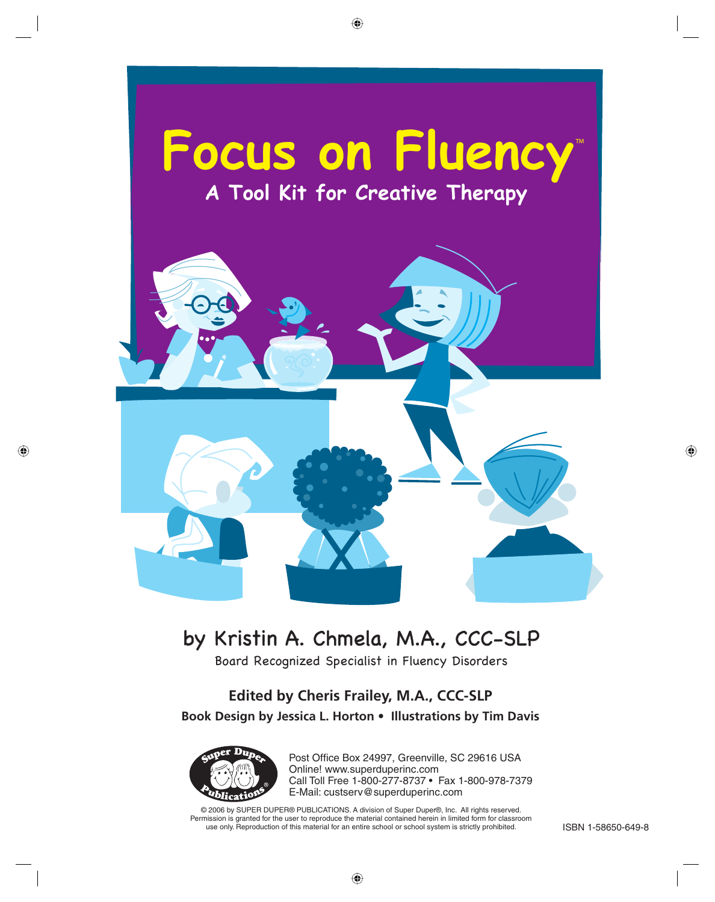# Focus on Fluency™

## A Tool Kit for Creative Therapy

by Kristin A. Chmela, M.A., CCC-SLP

Board Recognized Specialist in Fluency Disorders

**Edited by Cheris Frailey, M.A., CCC-SLP**

**Book Design by Jessica L. Horton • Illustrations by Tim Davis**

Super Duper Publications®

Post Office Box 24997, Greenville, SC 29616 USA
Online! www.superduperinc.com
Call Toll Free 1-800-277-8737 • Fax 1-800-978-7379
E-Mail: custserv@superduperinc.com

© 2006 by SUPER DUPER® PUBLICATIONS. A division of Super Duper®, Inc. All rights reserved.
Permission is granted for the user to reproduce the material contained herein in limited form for classroom use only. Reproduction of this material for an entire school or school system is strictly prohibited.

ISBN 1-58650-649-8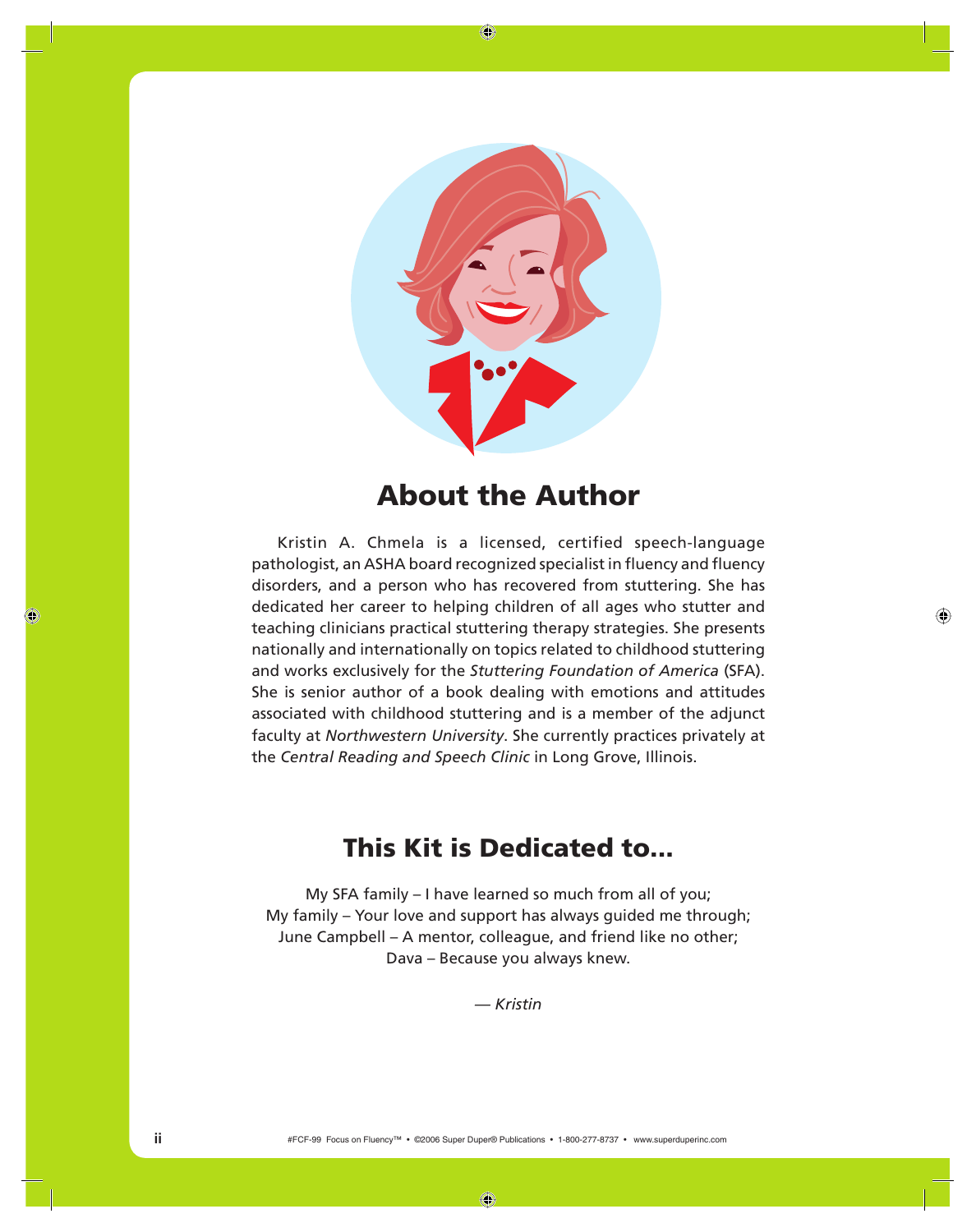## About the Author

Kristin A. Chmela is a licensed, certified speech-language pathologist, an ASHA board recognized specialist in fluency and fluency disorders, and a person who has recovered from stuttering. She has dedicated her career to helping children of all ages who stutter and teaching clinicians practical stuttering therapy strategies. She presents nationally and internationally on topics related to childhood stuttering and works exclusively for the *Stuttering Foundation of America* (SFA). She is senior author of a book dealing with emotions and attitudes associated with childhood stuttering and is a member of the adjunct faculty at *Northwestern University*. She currently practices privately at the *Central Reading and Speech Clinic* in Long Grove, Illinois.

## This Kit is Dedicated to...

My SFA family – I have learned so much from all of you;
My family – Your love and support has always guided me through;
June Campbell – A mentor, colleague, and friend like no other;
Dava – Because you always knew.

— *Kristin*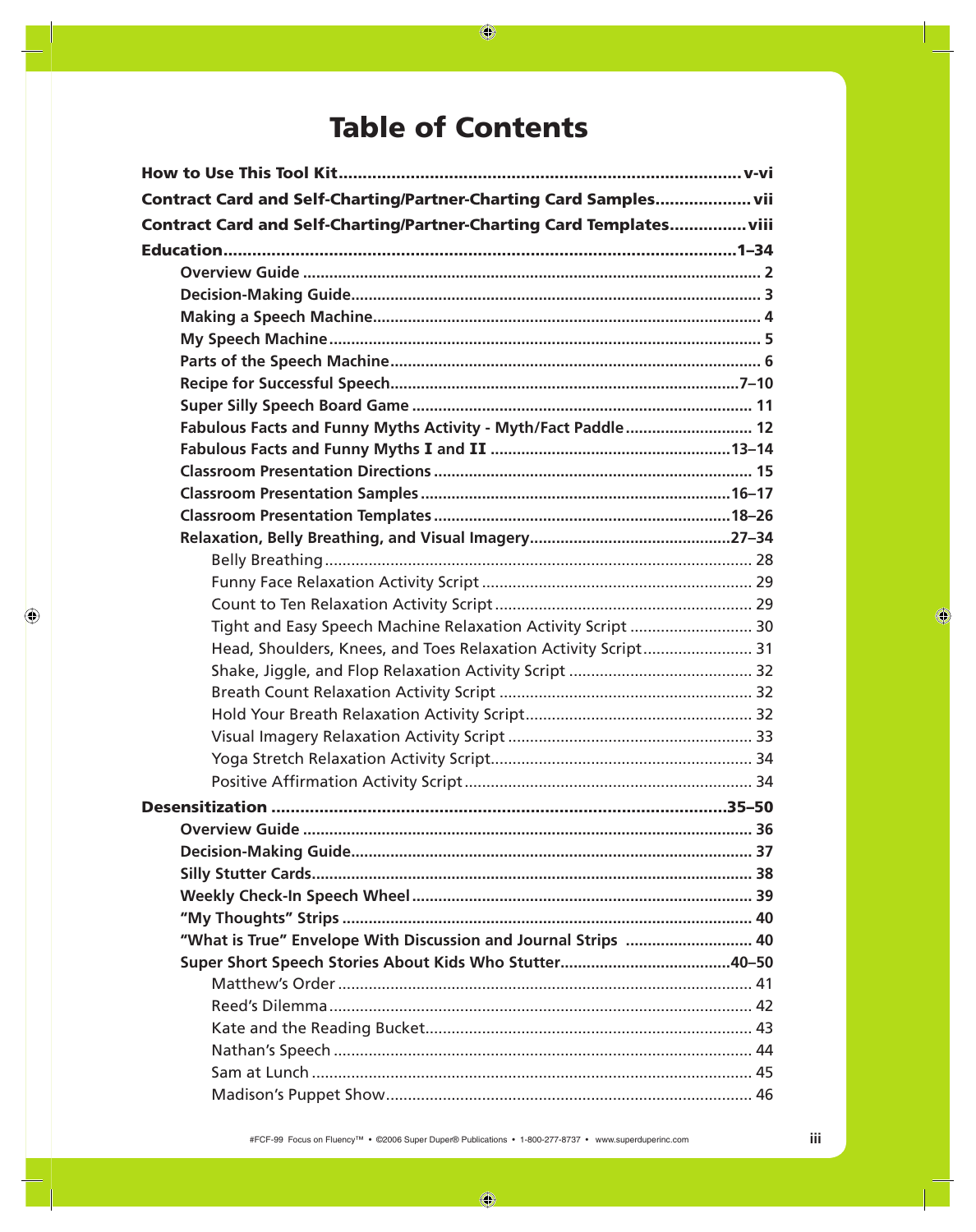# Table of Contents

**How to Use This Tool Kit** ........ v-vi

**Contract Card and Self-Charting/Partner-Charting Card Samples** ........ vii

**Contract Card and Self-Charting/Partner-Charting Card Templates** ........ viii

**Education** ........ 1–34

- **Overview Guide** ........ 2
- **Decision-Making Guide** ........ 3
- **Making a Speech Machine** ........ 4
- **My Speech Machine** ........ 5
- **Parts of the Speech Machine** ........ 6
- **Recipe for Successful Speech** ........ 7–10
- **Super Silly Speech Board Game** ........ 11
- **Fabulous Facts and Funny Myths Activity - Myth/Fact Paddle** ........ 12
- **Fabulous Facts and Funny Myths I and II** ........ 13–14
- **Classroom Presentation Directions** ........ 15
- **Classroom Presentation Samples** ........ 16–17
- **Classroom Presentation Templates** ........ 18–26
- **Relaxation, Belly Breathing, and Visual Imagery** ........ 27–34
  - Belly Breathing ........ 28
  - Funny Face Relaxation Activity Script ........ 29
  - Count to Ten Relaxation Activity Script ........ 29
  - Tight and Easy Speech Machine Relaxation Activity Script ........ 30
  - Head, Shoulders, Knees, and Toes Relaxation Activity Script ........ 31
  - Shake, Jiggle, and Flop Relaxation Activity Script ........ 32
  - Breath Count Relaxation Activity Script ........ 32
  - Hold Your Breath Relaxation Activity Script ........ 32
  - Visual Imagery Relaxation Activity Script ........ 33
  - Yoga Stretch Relaxation Activity Script ........ 34
  - Positive Affirmation Activity Script ........ 34

**Desensitization** ........ 35–50

- **Overview Guide** ........ 36
- **Decision-Making Guide** ........ 37
- **Silly Stutter Cards** ........ 38
- **Weekly Check-In Speech Wheel** ........ 39
- **"My Thoughts" Strips** ........ 40
- **"What is True" Envelope With Discussion and Journal Strips** ........ 40
- **Super Short Speech Stories About Kids Who Stutter** ........ 40–50
  - Matthew's Order ........ 41
  - Reed's Dilemma ........ 42
  - Kate and the Reading Bucket ........ 43
  - Nathan's Speech ........ 44
  - Sam at Lunch ........ 45
  - Madison's Puppet Show ........ 46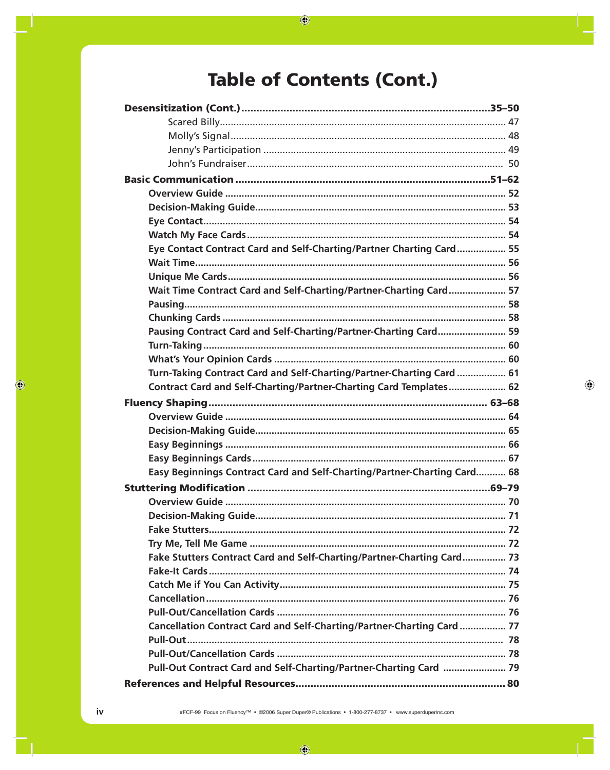# Table of Contents (Cont.)

**Desensitization (Cont.)** .......... **35–50**

- Scared Billy .......... 47
- Molly's Signal .......... 48
- Jenny's Participation .......... 49
- John's Fundraiser .......... 50

**Basic Communication** .......... **51–62**

- **Overview Guide** .......... **52**
- **Decision-Making Guide** .......... **53**
- **Eye Contact** .......... **54**
- **Watch My Face Cards** .......... **54**
- **Eye Contact Contract Card and Self-Charting/Partner Charting Card** .......... **55**
- **Wait Time** .......... **56**
- **Unique Me Cards** .......... **56**
- **Wait Time Contract Card and Self-Charting/Partner-Charting Card** .......... **57**
- **Pausing** .......... **58**
- **Chunking Cards** .......... **58**
- **Pausing Contract Card and Self-Charting/Partner-Charting Card** .......... **59**
- **Turn-Taking** .......... **60**
- **What's Your Opinion Cards** .......... **60**
- **Turn-Taking Contract Card and Self-Charting/Partner-Charting Card** .......... **61**
- **Contract Card and Self-Charting/Partner-Charting Card Templates** .......... **62**

**Fluency Shaping** .......... **63–68**

- **Overview Guide** .......... **64**
- **Decision-Making Guide** .......... **65**
- **Easy Beginnings** .......... **66**
- **Easy Beginnings Cards** .......... **67**
- **Easy Beginnings Contract Card and Self-Charting/Partner-Charting Card** .......... **68**

**Stuttering Modification** .......... **69–79**

- **Overview Guide** .......... **70**
- **Decision-Making Guide** .......... **71**
- **Fake Stutters** .......... **72**
- **Try Me, Tell Me Game** .......... **72**
- **Fake Stutters Contract Card and Self-Charting/Partner-Charting Card** .......... **73**
- **Fake-It Cards** .......... **74**
- **Catch Me if You Can Activity** .......... **75**
- **Cancellation** .......... **76**
- **Pull-Out/Cancellation Cards** .......... **76**
- **Cancellation Contract Card and Self-Charting/Partner-Charting Card** .......... **77**
- **Pull-Out** .......... **78**
- **Pull-Out/Cancellation Cards** .......... **78**
- **Pull-Out Contract Card and Self-Charting/Partner-Charting Card** .......... **79**

**References and Helpful Resources** .......... **80**

#FCF-99 Focus on Fluency™ • ©2006 Super Duper® Publications • 1-800-277-8737 • www.superduperinc.com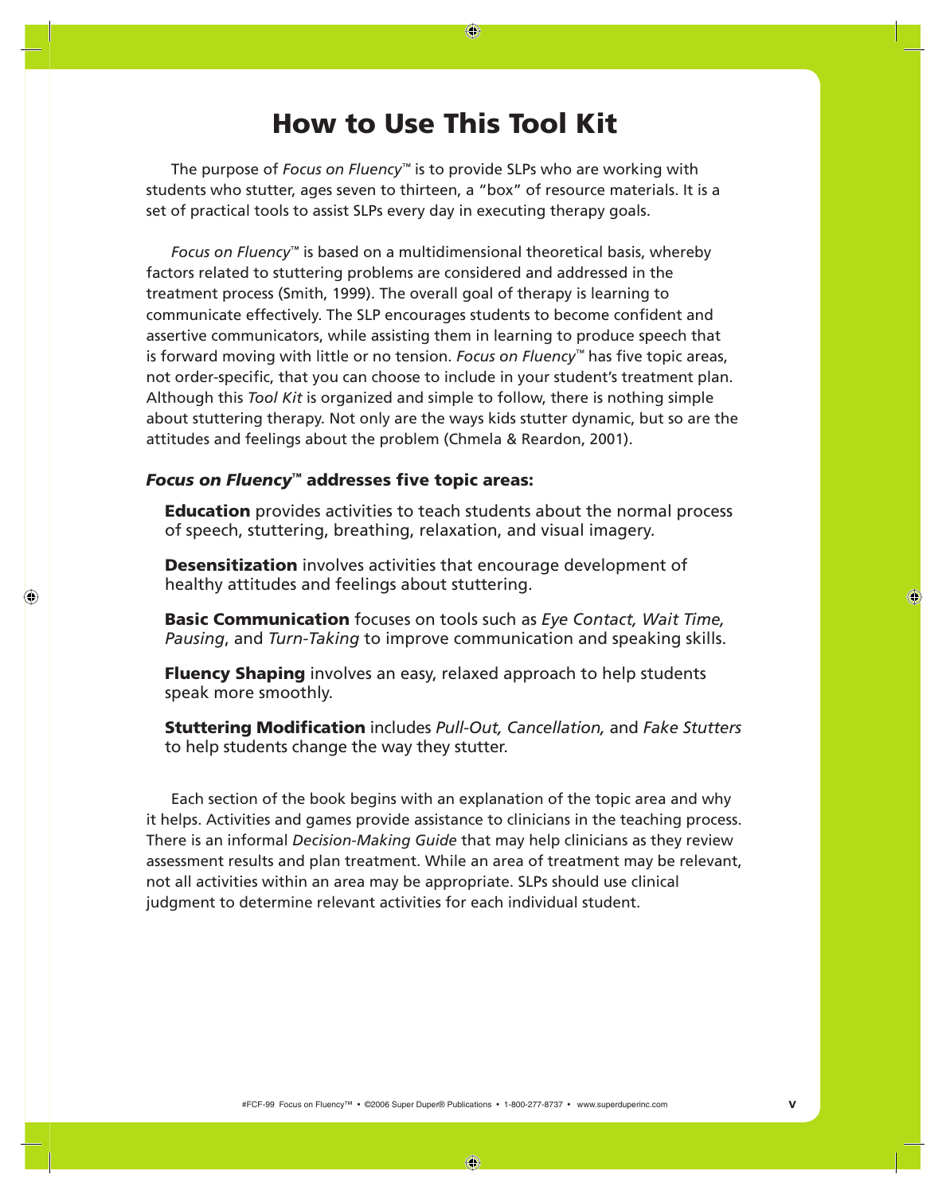# How to Use This Tool Kit

The purpose of *Focus on Fluency*™ is to provide SLPs who are working with students who stutter, ages seven to thirteen, a "box" of resource materials. It is a set of practical tools to assist SLPs every day in executing therapy goals.

*Focus on Fluency*™ is based on a multidimensional theoretical basis, whereby factors related to stuttering problems are considered and addressed in the treatment process (Smith, 1999). The overall goal of therapy is learning to communicate effectively. The SLP encourages students to become confident and assertive communicators, while assisting them in learning to produce speech that is forward moving with little or no tension. *Focus on Fluency*™ has five topic areas, not order-specific, that you can choose to include in your student's treatment plan. Although this *Tool Kit* is organized and simple to follow, there is nothing simple about stuttering therapy. Not only are the ways kids stutter dynamic, but so are the attitudes and feelings about the problem (Chmela & Reardon, 2001).

### *Focus on Fluency*™ addresses five topic areas:

**Education** provides activities to teach students about the normal process of speech, stuttering, breathing, relaxation, and visual imagery.

**Desensitization** involves activities that encourage development of healthy attitudes and feelings about stuttering.

**Basic Communication** focuses on tools such as *Eye Contact, Wait Time, Pausing*, and *Turn-Taking* to improve communication and speaking skills.

**Fluency Shaping** involves an easy, relaxed approach to help students speak more smoothly.

**Stuttering Modification** includes *Pull-Out, Cancellation,* and *Fake Stutters* to help students change the way they stutter.

Each section of the book begins with an explanation of the topic area and why it helps. Activities and games provide assistance to clinicians in the teaching process. There is an informal *Decision-Making Guide* that may help clinicians as they review assessment results and plan treatment. While an area of treatment may be relevant, not all activities within an area may be appropriate. SLPs should use clinical judgment to determine relevant activities for each individual student.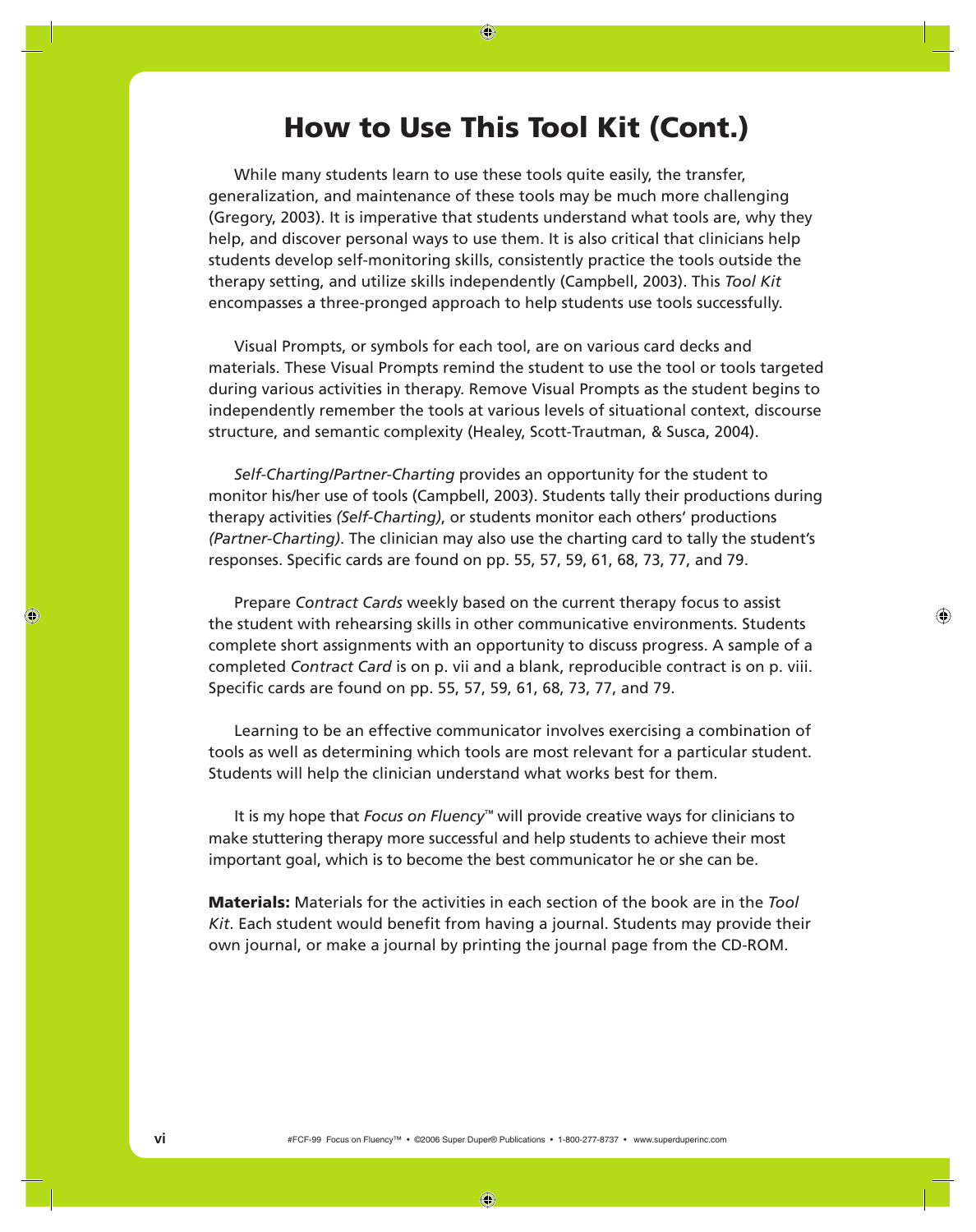# How to Use This Tool Kit (Cont.)

While many students learn to use these tools quite easily, the transfer, generalization, and maintenance of these tools may be much more challenging (Gregory, 2003). It is imperative that students understand what tools are, why they help, and discover personal ways to use them. It is also critical that clinicians help students develop self-monitoring skills, consistently practice the tools outside the therapy setting, and utilize skills independently (Campbell, 2003). This *Tool Kit* encompasses a three-pronged approach to help students use tools successfully.

Visual Prompts, or symbols for each tool, are on various card decks and materials. These Visual Prompts remind the student to use the tool or tools targeted during various activities in therapy. Remove Visual Prompts as the student begins to independently remember the tools at various levels of situational context, discourse structure, and semantic complexity (Healey, Scott-Trautman, & Susca, 2004).

*Self-Charting/Partner-Charting* provides an opportunity for the student to monitor his/her use of tools (Campbell, 2003). Students tally their productions during therapy activities *(Self-Charting)*, or students monitor each others' productions *(Partner-Charting)*. The clinician may also use the charting card to tally the student's responses. Specific cards are found on pp. 55, 57, 59, 61, 68, 73, 77, and 79.

Prepare *Contract Cards* weekly based on the current therapy focus to assist the student with rehearsing skills in other communicative environments. Students complete short assignments with an opportunity to discuss progress. A sample of a completed *Contract Card* is on p. vii and a blank, reproducible contract is on p. viii. Specific cards are found on pp. 55, 57, 59, 61, 68, 73, 77, and 79.

Learning to be an effective communicator involves exercising a combination of tools as well as determining which tools are most relevant for a particular student. Students will help the clinician understand what works best for them.

It is my hope that *Focus on Fluency*™ will provide creative ways for clinicians to make stuttering therapy more successful and help students to achieve their most important goal, which is to become the best communicator he or she can be.

**Materials:** Materials for the activities in each section of the book are in the *Tool Kit*. Each student would benefit from having a journal. Students may provide their own journal, or make a journal by printing the journal page from the CD-ROM.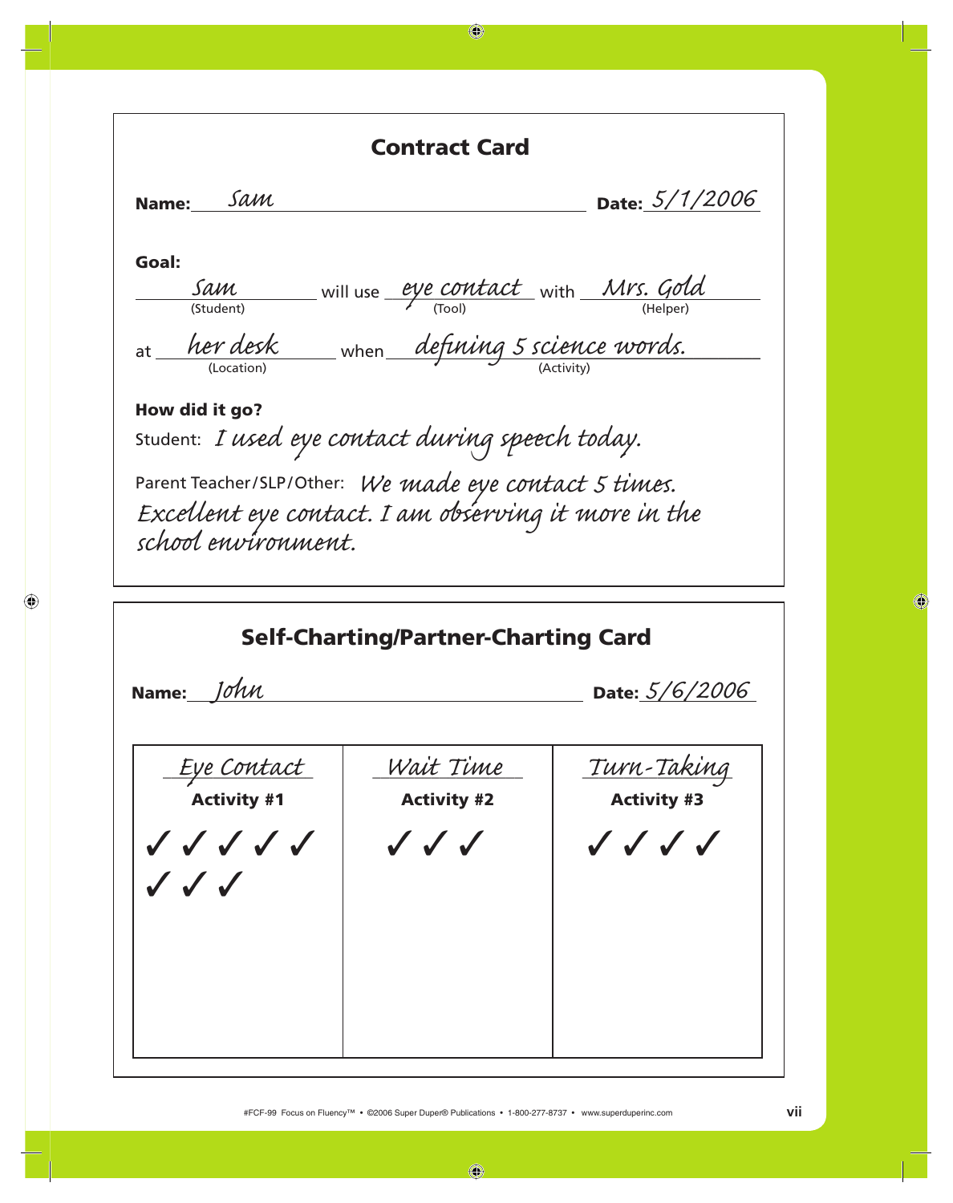## Contract Card

**Name:** *Sam* **Date:** *5/1/2006*

**Goal:**

*Sam* (Student) will use *eye contact* (Tool) with *Mrs. Gold* (Helper)

at *her desk* (Location) when *defining 5 science words.* (Activity)

**How did it go?**

Student: *I used eye contact during speech today.*

Parent Teacher/SLP/Other: *We made eye contact 5 times. Excellent eye contact. I am observing it more in the school environment.*

## Self-Charting/Partner-Charting Card

**Name:** *John* **Date:** *5/6/2006*

| *Eye Contact* **Activity #1** | *Wait Time* **Activity #2** | *Turn-Taking* **Activity #3** |
| --- | --- | --- |
| ✓ ✓ ✓ ✓ ✓ ✓ ✓ ✓ | ✓ ✓ ✓ | ✓ ✓ ✓ ✓ |

#FCF-99 Focus on Fluency™ • ©2006 Super Duper® Publications • 1-800-277-8737 • www.superduperinc.com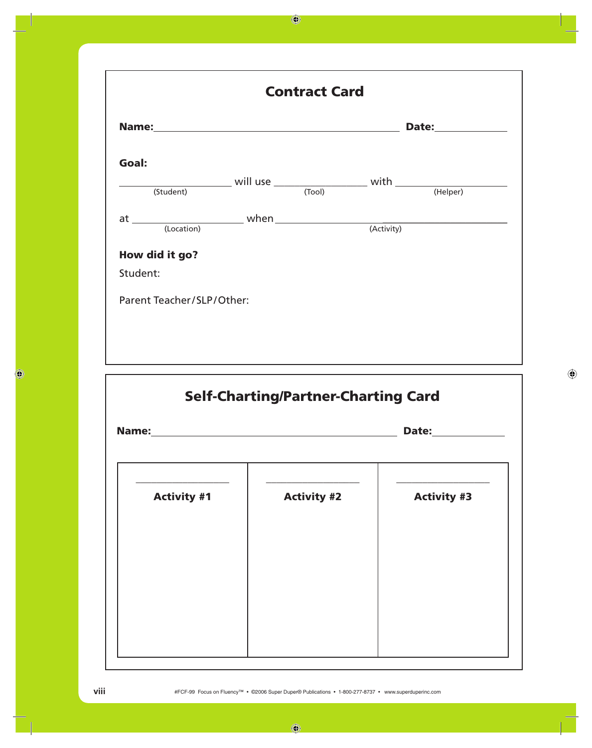## Contract Card

**Name:** ______________________________ **Date:** __________

**Goal:**

________________ will use ________________ with ________________
(Student) (Tool) (Helper)

at ________________ when ________________________________
(Location) (Activity)

**How did it go?**

Student:

Parent Teacher/SLP/Other:

## Self-Charting/Partner-Charting Card

**Name:** ______________________________ **Date:** __________

| ____________ **Activity #1** | ____________ **Activity #2** | ____________ **Activity #3** |
|---|---|---|
| | | |